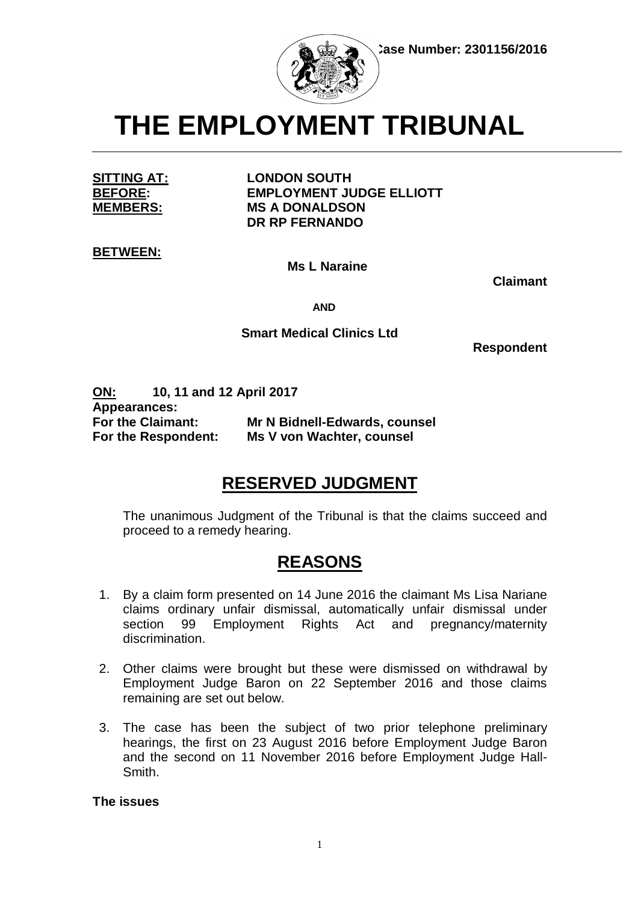Case Number: 2301156/2016

# THE EMPLOYMENT TRIBUNAL

**SITTING AT:** **LONDON SOUTH**
**BEFORE:** **EMPLOYMENT JUDGE ELLIOTT**
**MEMBERS:** **MS A DONALDSON**
**DR RP FERNANDO**

**BETWEEN:**

**Ms L Naraine**
**Claimant**

**AND**

**Smart Medical Clinics Ltd**
**Respondent**

**ON:** **10, 11 and 12 April 2017**
**Appearances:**
**For the Claimant:** **Mr N Bidnell-Edwards, counsel**
**For the Respondent:** **Ms V von Wachter, counsel**

## RESERVED JUDGMENT

The unanimous Judgment of the Tribunal is that the claims succeed and proceed to a remedy hearing.

## REASONS

1. By a claim form presented on 14 June 2016 the claimant Ms Lisa Nariane claims ordinary unfair dismissal, automatically unfair dismissal under section 99 Employment Rights Act and pregnancy/maternity discrimination.

2. Other claims were brought but these were dismissed on withdrawal by Employment Judge Baron on 22 September 2016 and those claims remaining are set out below.

3. The case has been the subject of two prior telephone preliminary hearings, the first on 23 August 2016 before Employment Judge Baron and the second on 11 November 2016 before Employment Judge Hall-Smith.

**The issues**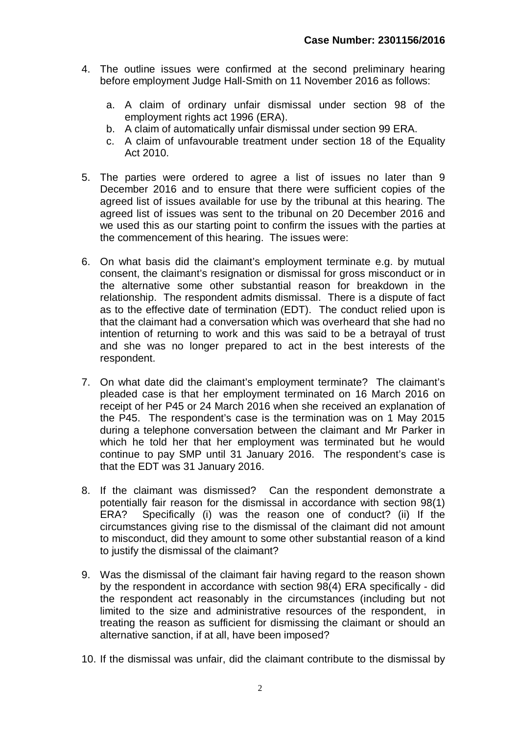4. The outline issues were confirmed at the second preliminary hearing before employment Judge Hall-Smith on 11 November 2016 as follows:

    a. A claim of ordinary unfair dismissal under section 98 of the employment rights act 1996 (ERA).
    b. A claim of automatically unfair dismissal under section 99 ERA.
    c. A claim of unfavourable treatment under section 18 of the Equality Act 2010.

5. The parties were ordered to agree a list of issues no later than 9 December 2016 and to ensure that there were sufficient copies of the agreed list of issues available for use by the tribunal at this hearing. The agreed list of issues was sent to the tribunal on 20 December 2016 and we used this as our starting point to confirm the issues with the parties at the commencement of this hearing. The issues were:

6. On what basis did the claimant's employment terminate e.g. by mutual consent, the claimant's resignation or dismissal for gross misconduct or in the alternative some other substantial reason for breakdown in the relationship. The respondent admits dismissal. There is a dispute of fact as to the effective date of termination (EDT). The conduct relied upon is that the claimant had a conversation which was overheard that she had no intention of returning to work and this was said to be a betrayal of trust and she was no longer prepared to act in the best interests of the respondent.

7. On what date did the claimant's employment terminate? The claimant's pleaded case is that her employment terminated on 16 March 2016 on receipt of her P45 or 24 March 2016 when she received an explanation of the P45. The respondent's case is the termination was on 1 May 2015 during a telephone conversation between the claimant and Mr Parker in which he told her that her employment was terminated but he would continue to pay SMP until 31 January 2016. The respondent's case is that the EDT was 31 January 2016.

8. If the claimant was dismissed? Can the respondent demonstrate a potentially fair reason for the dismissal in accordance with section 98(1) ERA? Specifically (i) was the reason one of conduct? (ii) If the circumstances giving rise to the dismissal of the claimant did not amount to misconduct, did they amount to some other substantial reason of a kind to justify the dismissal of the claimant?

9. Was the dismissal of the claimant fair having regard to the reason shown by the respondent in accordance with section 98(4) ERA specifically - did the respondent act reasonably in the circumstances (including but not limited to the size and administrative resources of the respondent, in treating the reason as sufficient for dismissing the claimant or should an alternative sanction, if at all, have been imposed?

10. If the dismissal was unfair, did the claimant contribute to the dismissal by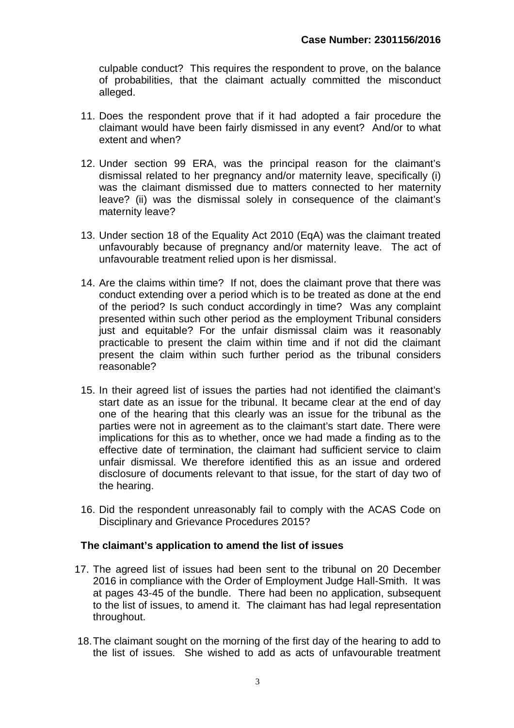culpable conduct? This requires the respondent to prove, on the balance of probabilities, that the claimant actually committed the misconduct alleged.

11. Does the respondent prove that if it had adopted a fair procedure the claimant would have been fairly dismissed in any event? And/or to what extent and when?

12. Under section 99 ERA, was the principal reason for the claimant's dismissal related to her pregnancy and/or maternity leave, specifically (i) was the claimant dismissed due to matters connected to her maternity leave? (ii) was the dismissal solely in consequence of the claimant's maternity leave?

13. Under section 18 of the Equality Act 2010 (EqA) was the claimant treated unfavourably because of pregnancy and/or maternity leave. The act of unfavourable treatment relied upon is her dismissal.

14. Are the claims within time? If not, does the claimant prove that there was conduct extending over a period which is to be treated as done at the end of the period? Is such conduct accordingly in time? Was any complaint presented within such other period as the employment Tribunal considers just and equitable? For the unfair dismissal claim was it reasonably practicable to present the claim within time and if not did the claimant present the claim within such further period as the tribunal considers reasonable?

15. In their agreed list of issues the parties had not identified the claimant's start date as an issue for the tribunal. It became clear at the end of day one of the hearing that this clearly was an issue for the tribunal as the parties were not in agreement as to the claimant's start date. There were implications for this as to whether, once we had made a finding as to the effective date of termination, the claimant had sufficient service to claim unfair dismissal. We therefore identified this as an issue and ordered disclosure of documents relevant to that issue, for the start of day two of the hearing.

16. Did the respondent unreasonably fail to comply with the ACAS Code on Disciplinary and Grievance Procedures 2015?

**The claimant's application to amend the list of issues**

17. The agreed list of issues had been sent to the tribunal on 20 December 2016 in compliance with the Order of Employment Judge Hall-Smith. It was at pages 43-45 of the bundle. There had been no application, subsequent to the list of issues, to amend it. The claimant has had legal representation throughout.

18. The claimant sought on the morning of the first day of the hearing to add to the list of issues. She wished to add as acts of unfavourable treatment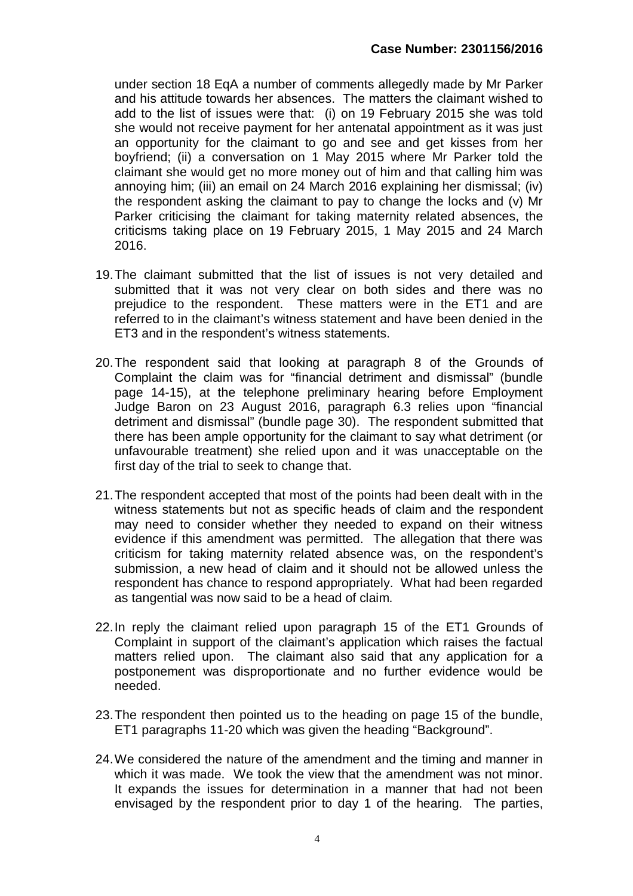under section 18 EqA a number of comments allegedly made by Mr Parker and his attitude towards her absences. The matters the claimant wished to add to the list of issues were that: (i) on 19 February 2015 she was told she would not receive payment for her antenatal appointment as it was just an opportunity for the claimant to go and see and get kisses from her boyfriend; (ii) a conversation on 1 May 2015 where Mr Parker told the claimant she would get no more money out of him and that calling him was annoying him; (iii) an email on 24 March 2016 explaining her dismissal; (iv) the respondent asking the claimant to pay to change the locks and (v) Mr Parker criticising the claimant for taking maternity related absences, the criticisms taking place on 19 February 2015, 1 May 2015 and 24 March 2016.

19. The claimant submitted that the list of issues is not very detailed and submitted that it was not very clear on both sides and there was no prejudice to the respondent. These matters were in the ET1 and are referred to in the claimant's witness statement and have been denied in the ET3 and in the respondent's witness statements.

20. The respondent said that looking at paragraph 8 of the Grounds of Complaint the claim was for "financial detriment and dismissal" (bundle page 14-15), at the telephone preliminary hearing before Employment Judge Baron on 23 August 2016, paragraph 6.3 relies upon "financial detriment and dismissal" (bundle page 30). The respondent submitted that there has been ample opportunity for the claimant to say what detriment (or unfavourable treatment) she relied upon and it was unacceptable on the first day of the trial to seek to change that.

21. The respondent accepted that most of the points had been dealt with in the witness statements but not as specific heads of claim and the respondent may need to consider whether they needed to expand on their witness evidence if this amendment was permitted. The allegation that there was criticism for taking maternity related absence was, on the respondent's submission, a new head of claim and it should not be allowed unless the respondent has chance to respond appropriately. What had been regarded as tangential was now said to be a head of claim.

22. In reply the claimant relied upon paragraph 15 of the ET1 Grounds of Complaint in support of the claimant's application which raises the factual matters relied upon. The claimant also said that any application for a postponement was disproportionate and no further evidence would be needed.

23. The respondent then pointed us to the heading on page 15 of the bundle, ET1 paragraphs 11-20 which was given the heading "Background".

24. We considered the nature of the amendment and the timing and manner in which it was made. We took the view that the amendment was not minor. It expands the issues for determination in a manner that had not been envisaged by the respondent prior to day 1 of the hearing. The parties,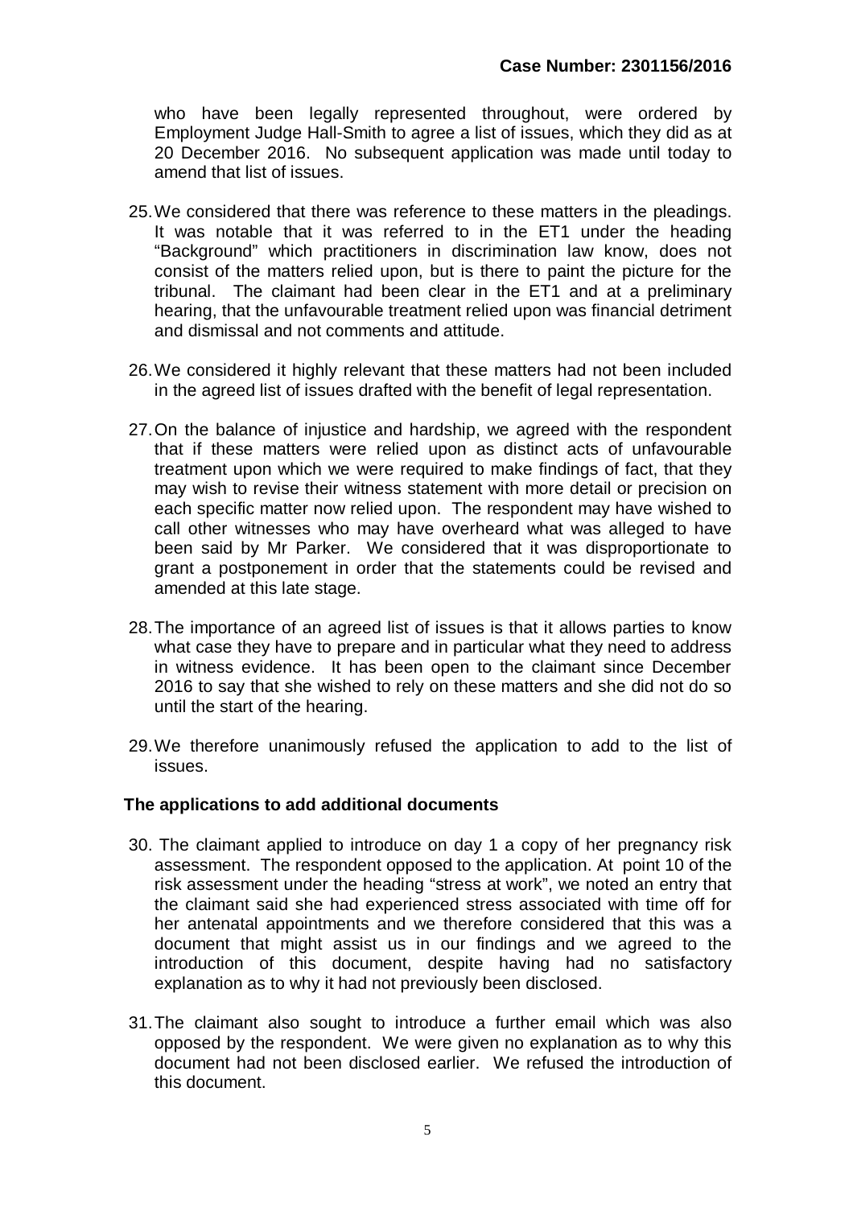who have been legally represented throughout, were ordered by Employment Judge Hall-Smith to agree a list of issues, which they did as at 20 December 2016. No subsequent application was made until today to amend that list of issues.

25. We considered that there was reference to these matters in the pleadings. It was notable that it was referred to in the ET1 under the heading "Background" which practitioners in discrimination law know, does not consist of the matters relied upon, but is there to paint the picture for the tribunal. The claimant had been clear in the ET1 and at a preliminary hearing, that the unfavourable treatment relied upon was financial detriment and dismissal and not comments and attitude.

26. We considered it highly relevant that these matters had not been included in the agreed list of issues drafted with the benefit of legal representation.

27. On the balance of injustice and hardship, we agreed with the respondent that if these matters were relied upon as distinct acts of unfavourable treatment upon which we were required to make findings of fact, that they may wish to revise their witness statement with more detail or precision on each specific matter now relied upon. The respondent may have wished to call other witnesses who may have overheard what was alleged to have been said by Mr Parker. We considered that it was disproportionate to grant a postponement in order that the statements could be revised and amended at this late stage.

28. The importance of an agreed list of issues is that it allows parties to know what case they have to prepare and in particular what they need to address in witness evidence. It has been open to the claimant since December 2016 to say that she wished to rely on these matters and she did not do so until the start of the hearing.

29. We therefore unanimously refused the application to add to the list of issues.

**The applications to add additional documents**

30. The claimant applied to introduce on day 1 a copy of her pregnancy risk assessment. The respondent opposed to the application. At point 10 of the risk assessment under the heading "stress at work", we noted an entry that the claimant said she had experienced stress associated with time off for her antenatal appointments and we therefore considered that this was a document that might assist us in our findings and we agreed to the introduction of this document, despite having had no satisfactory explanation as to why it had not previously been disclosed.

31. The claimant also sought to introduce a further email which was also opposed by the respondent. We were given no explanation as to why this document had not been disclosed earlier. We refused the introduction of this document.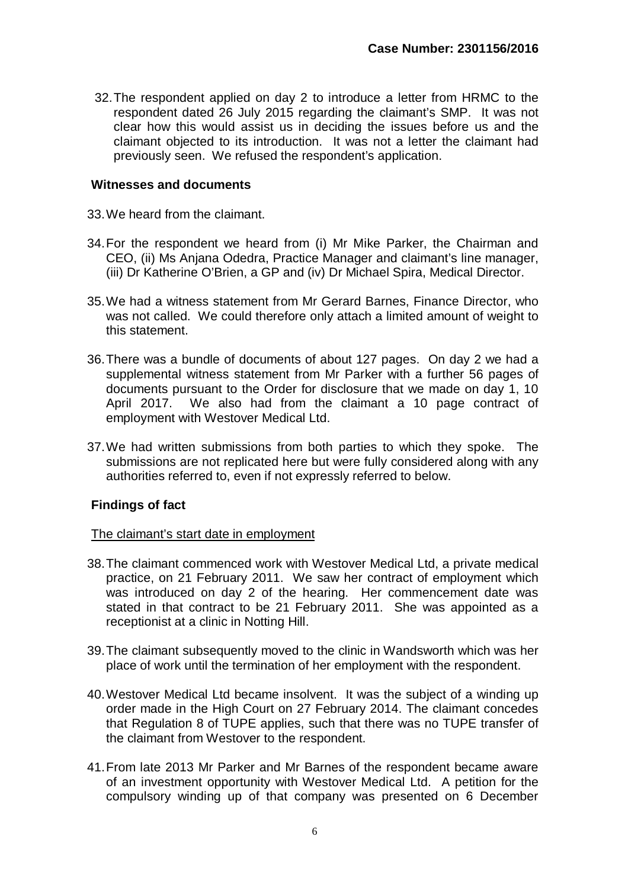32. The respondent applied on day 2 to introduce a letter from HRMC to the respondent dated 26 July 2015 regarding the claimant's SMP. It was not clear how this would assist us in deciding the issues before us and the claimant objected to its introduction. It was not a letter the claimant had previously seen. We refused the respondent's application.

## Witnesses and documents

33. We heard from the claimant.

34. For the respondent we heard from (i) Mr Mike Parker, the Chairman and CEO, (ii) Ms Anjana Odedra, Practice Manager and claimant's line manager, (iii) Dr Katherine O'Brien, a GP and (iv) Dr Michael Spira, Medical Director.

35. We had a witness statement from Mr Gerard Barnes, Finance Director, who was not called. We could therefore only attach a limited amount of weight to this statement.

36. There was a bundle of documents of about 127 pages. On day 2 we had a supplemental witness statement from Mr Parker with a further 56 pages of documents pursuant to the Order for disclosure that we made on day 1, 10 April 2017. We also had from the claimant a 10 page contract of employment with Westover Medical Ltd.

37. We had written submissions from both parties to which they spoke. The submissions are not replicated here but were fully considered along with any authorities referred to, even if not expressly referred to below.

## Findings of fact

<u>The claimant's start date in employment</u>

38. The claimant commenced work with Westover Medical Ltd, a private medical practice, on 21 February 2011. We saw her contract of employment which was introduced on day 2 of the hearing. Her commencement date was stated in that contract to be 21 February 2011. She was appointed as a receptionist at a clinic in Notting Hill.

39. The claimant subsequently moved to the clinic in Wandsworth which was her place of work until the termination of her employment with the respondent.

40. Westover Medical Ltd became insolvent. It was the subject of a winding up order made in the High Court on 27 February 2014. The claimant concedes that Regulation 8 of TUPE applies, such that there was no TUPE transfer of the claimant from Westover to the respondent.

41. From late 2013 Mr Parker and Mr Barnes of the respondent became aware of an investment opportunity with Westover Medical Ltd. A petition for the compulsory winding up of that company was presented on 6 December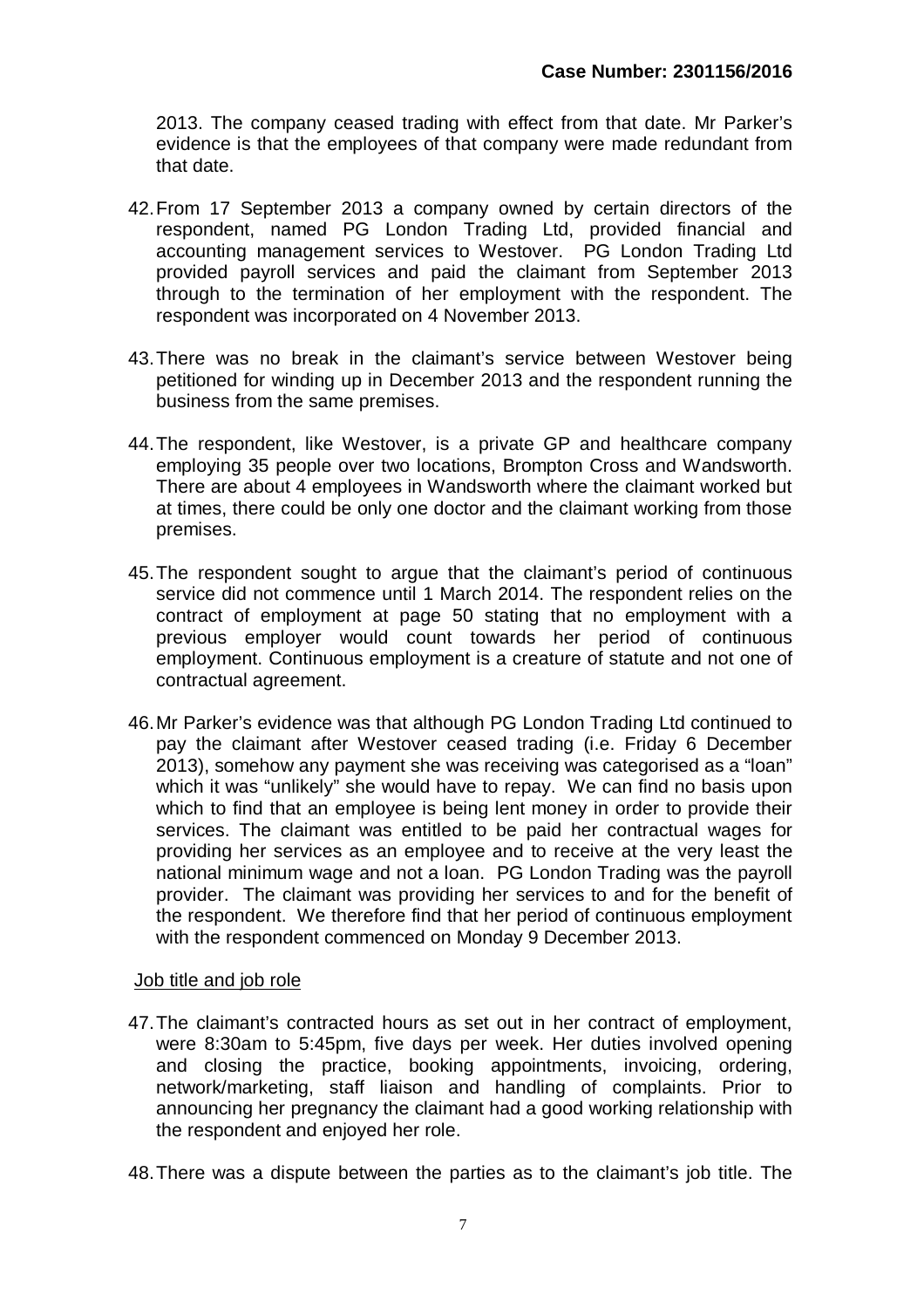2013. The company ceased trading with effect from that date. Mr Parker's evidence is that the employees of that company were made redundant from that date.

42. From 17 September 2013 a company owned by certain directors of the respondent, named PG London Trading Ltd, provided financial and accounting management services to Westover. PG London Trading Ltd provided payroll services and paid the claimant from September 2013 through to the termination of her employment with the respondent. The respondent was incorporated on 4 November 2013.

43. There was no break in the claimant's service between Westover being petitioned for winding up in December 2013 and the respondent running the business from the same premises.

44. The respondent, like Westover, is a private GP and healthcare company employing 35 people over two locations, Brompton Cross and Wandsworth. There are about 4 employees in Wandsworth where the claimant worked but at times, there could be only one doctor and the claimant working from those premises.

45. The respondent sought to argue that the claimant's period of continuous service did not commence until 1 March 2014. The respondent relies on the contract of employment at page 50 stating that no employment with a previous employer would count towards her period of continuous employment. Continuous employment is a creature of statute and not one of contractual agreement.

46. Mr Parker's evidence was that although PG London Trading Ltd continued to pay the claimant after Westover ceased trading (i.e. Friday 6 December 2013), somehow any payment she was receiving was categorised as a "loan" which it was "unlikely" she would have to repay. We can find no basis upon which to find that an employee is being lent money in order to provide their services. The claimant was entitled to be paid her contractual wages for providing her services as an employee and to receive at the very least the national minimum wage and not a loan. PG London Trading was the payroll provider. The claimant was providing her services to and for the benefit of the respondent. We therefore find that her period of continuous employment with the respondent commenced on Monday 9 December 2013.

Job title and job role

47. The claimant's contracted hours as set out in her contract of employment, were 8:30am to 5:45pm, five days per week. Her duties involved opening and closing the practice, booking appointments, invoicing, ordering, network/marketing, staff liaison and handling of complaints. Prior to announcing her pregnancy the claimant had a good working relationship with the respondent and enjoyed her role.

48. There was a dispute between the parties as to the claimant's job title. The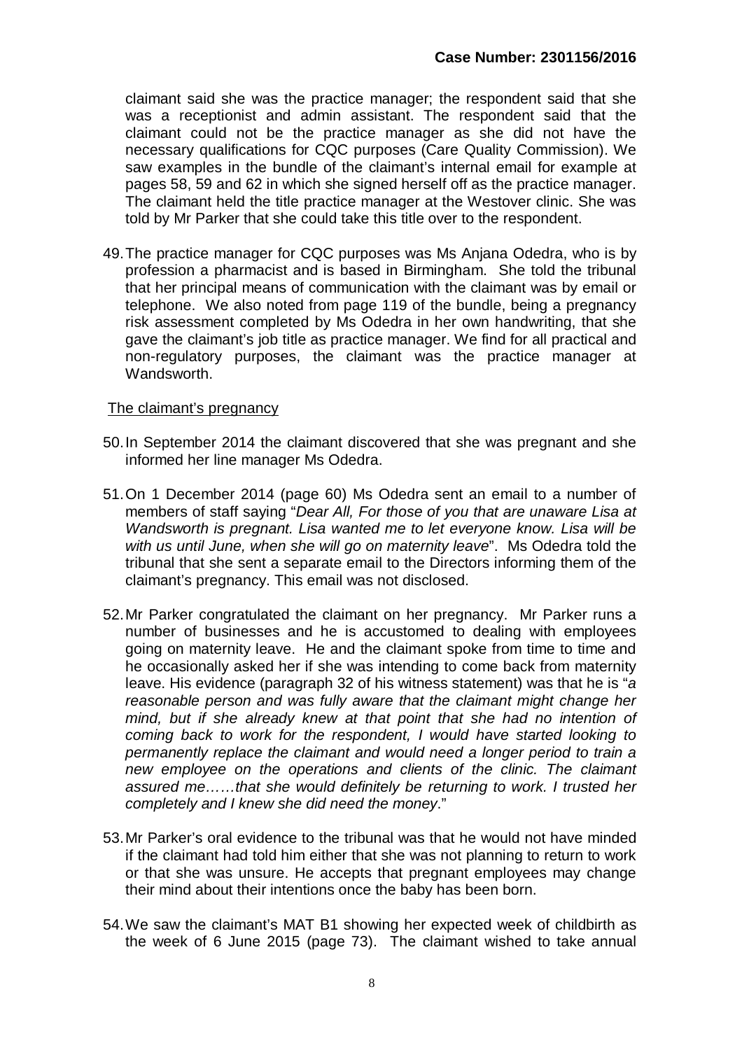claimant said she was the practice manager; the respondent said that she was a receptionist and admin assistant. The respondent said that the claimant could not be the practice manager as she did not have the necessary qualifications for CQC purposes (Care Quality Commission). We saw examples in the bundle of the claimant's internal email for example at pages 58, 59 and 62 in which she signed herself off as the practice manager. The claimant held the title practice manager at the Westover clinic. She was told by Mr Parker that she could take this title over to the respondent.

49. The practice manager for CQC purposes was Ms Anjana Odedra, who is by profession a pharmacist and is based in Birmingham. She told the tribunal that her principal means of communication with the claimant was by email or telephone. We also noted from page 119 of the bundle, being a pregnancy risk assessment completed by Ms Odedra in her own handwriting, that she gave the claimant's job title as practice manager. We find for all practical and non-regulatory purposes, the claimant was the practice manager at Wandsworth.

The claimant's pregnancy

50. In September 2014 the claimant discovered that she was pregnant and she informed her line manager Ms Odedra.

51. On 1 December 2014 (page 60) Ms Odedra sent an email to a number of members of staff saying "*Dear All, For those of you that are unaware Lisa at Wandsworth is pregnant. Lisa wanted me to let everyone know. Lisa will be with us until June, when she will go on maternity leave*". Ms Odedra told the tribunal that she sent a separate email to the Directors informing them of the claimant's pregnancy. This email was not disclosed.

52. Mr Parker congratulated the claimant on her pregnancy. Mr Parker runs a number of businesses and he is accustomed to dealing with employees going on maternity leave. He and the claimant spoke from time to time and he occasionally asked her if she was intending to come back from maternity leave. His evidence (paragraph 32 of his witness statement) was that he is "*a reasonable person and was fully aware that the claimant might change her mind, but if she already knew at that point that she had no intention of coming back to work for the respondent, I would have started looking to permanently replace the claimant and would need a longer period to train a new employee on the operations and clients of the clinic. The claimant assured me……that she would definitely be returning to work. I trusted her completely and I knew she did need the money*."

53. Mr Parker's oral evidence to the tribunal was that he would not have minded if the claimant had told him either that she was not planning to return to work or that she was unsure. He accepts that pregnant employees may change their mind about their intentions once the baby has been born.

54. We saw the claimant's MAT B1 showing her expected week of childbirth as the week of 6 June 2015 (page 73). The claimant wished to take annual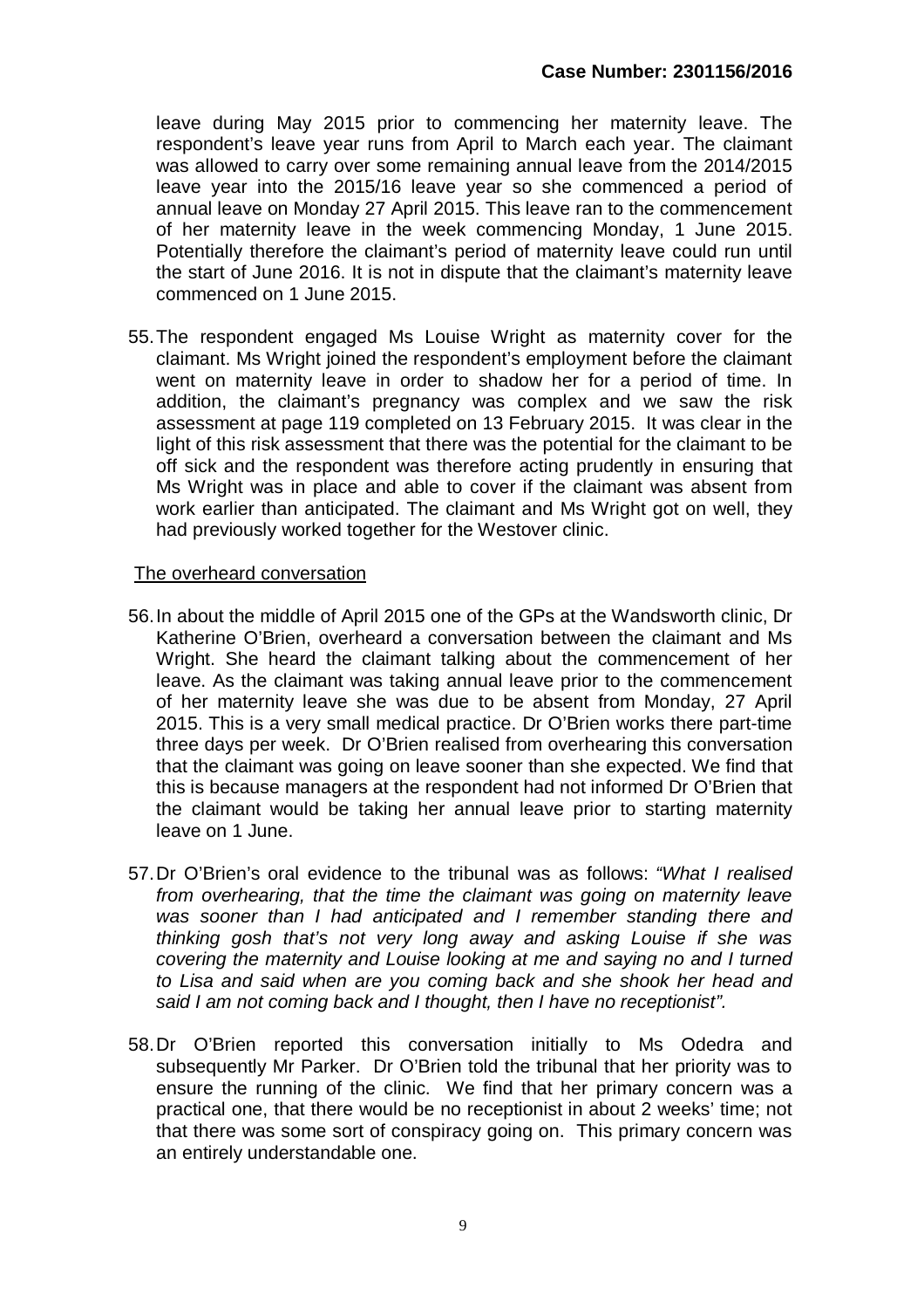leave during May 2015 prior to commencing her maternity leave. The respondent's leave year runs from April to March each year. The claimant was allowed to carry over some remaining annual leave from the 2014/2015 leave year into the 2015/16 leave year so she commenced a period of annual leave on Monday 27 April 2015. This leave ran to the commencement of her maternity leave in the week commencing Monday, 1 June 2015. Potentially therefore the claimant's period of maternity leave could run until the start of June 2016. It is not in dispute that the claimant's maternity leave commenced on 1 June 2015.

55. The respondent engaged Ms Louise Wright as maternity cover for the claimant. Ms Wright joined the respondent's employment before the claimant went on maternity leave in order to shadow her for a period of time. In addition, the claimant's pregnancy was complex and we saw the risk assessment at page 119 completed on 13 February 2015. It was clear in the light of this risk assessment that there was the potential for the claimant to be off sick and the respondent was therefore acting prudently in ensuring that Ms Wright was in place and able to cover if the claimant was absent from work earlier than anticipated. The claimant and Ms Wright got on well, they had previously worked together for the Westover clinic.

<u>The overheard conversation</u>

56. In about the middle of April 2015 one of the GPs at the Wandsworth clinic, Dr Katherine O'Brien, overheard a conversation between the claimant and Ms Wright. She heard the claimant talking about the commencement of her leave. As the claimant was taking annual leave prior to the commencement of her maternity leave she was due to be absent from Monday, 27 April 2015. This is a very small medical practice. Dr O'Brien works there part-time three days per week. Dr O'Brien realised from overhearing this conversation that the claimant was going on leave sooner than she expected. We find that this is because managers at the respondent had not informed Dr O'Brien that the claimant would be taking her annual leave prior to starting maternity leave on 1 June.

57. Dr O'Brien's oral evidence to the tribunal was as follows: *"What I realised from overhearing, that the time the claimant was going on maternity leave was sooner than I had anticipated and I remember standing there and thinking gosh that's not very long away and asking Louise if she was covering the maternity and Louise looking at me and saying no and I turned to Lisa and said when are you coming back and she shook her head and said I am not coming back and I thought, then I have no receptionist".*

58. Dr O'Brien reported this conversation initially to Ms Odedra and subsequently Mr Parker. Dr O'Brien told the tribunal that her priority was to ensure the running of the clinic. We find that her primary concern was a practical one, that there would be no receptionist in about 2 weeks' time; not that there was some sort of conspiracy going on. This primary concern was an entirely understandable one.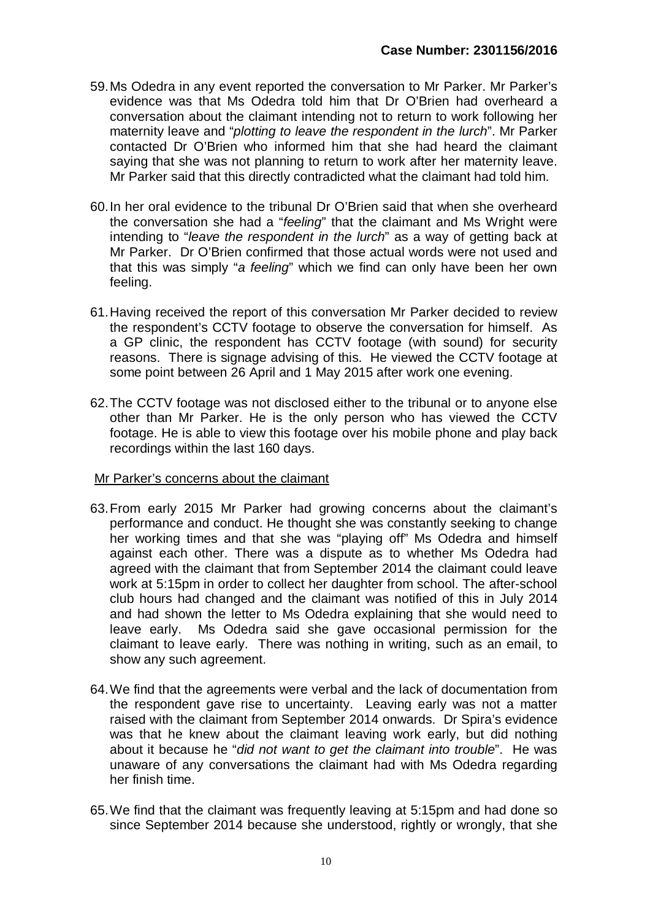59. Ms Odedra in any event reported the conversation to Mr Parker. Mr Parker's evidence was that Ms Odedra told him that Dr O'Brien had overheard a conversation about the claimant intending not to return to work following her maternity leave and "*plotting to leave the respondent in the lurch*". Mr Parker contacted Dr O'Brien who informed him that she had heard the claimant saying that she was not planning to return to work after her maternity leave. Mr Parker said that this directly contradicted what the claimant had told him.

60. In her oral evidence to the tribunal Dr O'Brien said that when she overheard the conversation she had a "*feeling*" that the claimant and Ms Wright were intending to "*leave the respondent in the lurch*" as a way of getting back at Mr Parker. Dr O'Brien confirmed that those actual words were not used and that this was simply "*a feeling*" which we find can only have been her own feeling.

61. Having received the report of this conversation Mr Parker decided to review the respondent's CCTV footage to observe the conversation for himself. As a GP clinic, the respondent has CCTV footage (with sound) for security reasons. There is signage advising of this. He viewed the CCTV footage at some point between 26 April and 1 May 2015 after work one evening.

62. The CCTV footage was not disclosed either to the tribunal or to anyone else other than Mr Parker. He is the only person who has viewed the CCTV footage. He is able to view this footage over his mobile phone and play back recordings within the last 160 days.

<u>Mr Parker's concerns about the claimant</u>

63. From early 2015 Mr Parker had growing concerns about the claimant's performance and conduct. He thought she was constantly seeking to change her working times and that she was "playing off" Ms Odedra and himself against each other. There was a dispute as to whether Ms Odedra had agreed with the claimant that from September 2014 the claimant could leave work at 5:15pm in order to collect her daughter from school. The after-school club hours had changed and the claimant was notified of this in July 2014 and had shown the letter to Ms Odedra explaining that she would need to leave early. Ms Odedra said she gave occasional permission for the claimant to leave early. There was nothing in writing, such as an email, to show any such agreement.

64. We find that the agreements were verbal and the lack of documentation from the respondent gave rise to uncertainty. Leaving early was not a matter raised with the claimant from September 2014 onwards. Dr Spira's evidence was that he knew about the claimant leaving work early, but did nothing about it because he "*did not want to get the claimant into trouble*". He was unaware of any conversations the claimant had with Ms Odedra regarding her finish time.

65. We find that the claimant was frequently leaving at 5:15pm and had done so since September 2014 because she understood, rightly or wrongly, that she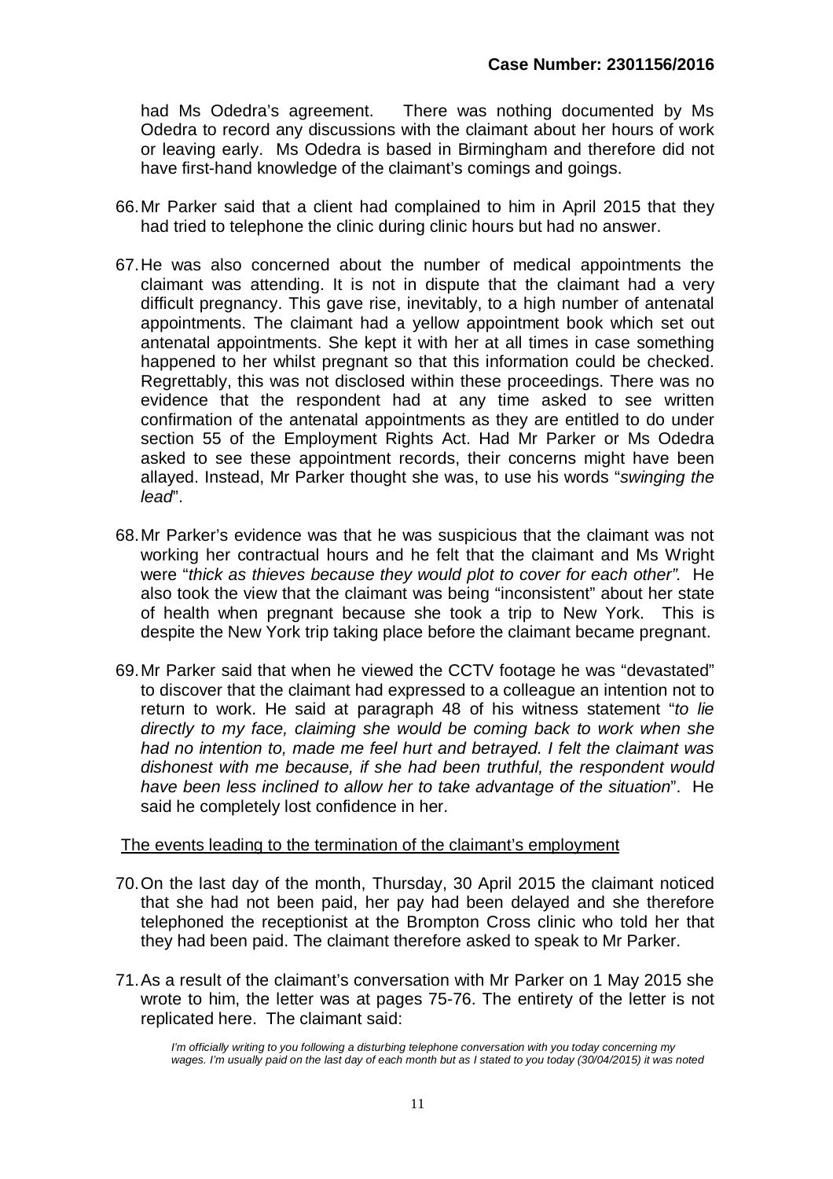had Ms Odedra's agreement. There was nothing documented by Ms Odedra to record any discussions with the claimant about her hours of work or leaving early. Ms Odedra is based in Birmingham and therefore did not have first-hand knowledge of the claimant's comings and goings.

66. Mr Parker said that a client had complained to him in April 2015 that they had tried to telephone the clinic during clinic hours but had no answer.

67. He was also concerned about the number of medical appointments the claimant was attending. It is not in dispute that the claimant had a very difficult pregnancy. This gave rise, inevitably, to a high number of antenatal appointments. The claimant had a yellow appointment book which set out antenatal appointments. She kept it with her at all times in case something happened to her whilst pregnant so that this information could be checked. Regrettably, this was not disclosed within these proceedings. There was no evidence that the respondent had at any time asked to see written confirmation of the antenatal appointments as they are entitled to do under section 55 of the Employment Rights Act. Had Mr Parker or Ms Odedra asked to see these appointment records, their concerns might have been allayed. Instead, Mr Parker thought she was, to use his words "*swinging the lead*".

68. Mr Parker's evidence was that he was suspicious that the claimant was not working her contractual hours and he felt that the claimant and Ms Wright were "*thick as thieves because they would plot to cover for each other".* He also took the view that the claimant was being "inconsistent" about her state of health when pregnant because she took a trip to New York. This is despite the New York trip taking place before the claimant became pregnant.

69. Mr Parker said that when he viewed the CCTV footage he was "devastated" to discover that the claimant had expressed to a colleague an intention not to return to work. He said at paragraph 48 of his witness statement "*to lie directly to my face, claiming she would be coming back to work when she had no intention to, made me feel hurt and betrayed. I felt the claimant was dishonest with me because, if she had been truthful, the respondent would have been less inclined to allow her to take advantage of the situation*". He said he completely lost confidence in her.

<u>The events leading to the termination of the claimant's employment</u>

70. On the last day of the month, Thursday, 30 April 2015 the claimant noticed that she had not been paid, her pay had been delayed and she therefore telephoned the receptionist at the Brompton Cross clinic who told her that they had been paid. The claimant therefore asked to speak to Mr Parker.

71. As a result of the claimant's conversation with Mr Parker on 1 May 2015 she wrote to him, the letter was at pages 75-76. The entirety of the letter is not replicated here. The claimant said:

> *I'm officially writing to you following a disturbing telephone conversation with you today concerning my wages. I'm usually paid on the last day of each month but as I stated to you today (30/04/2015) it was noted*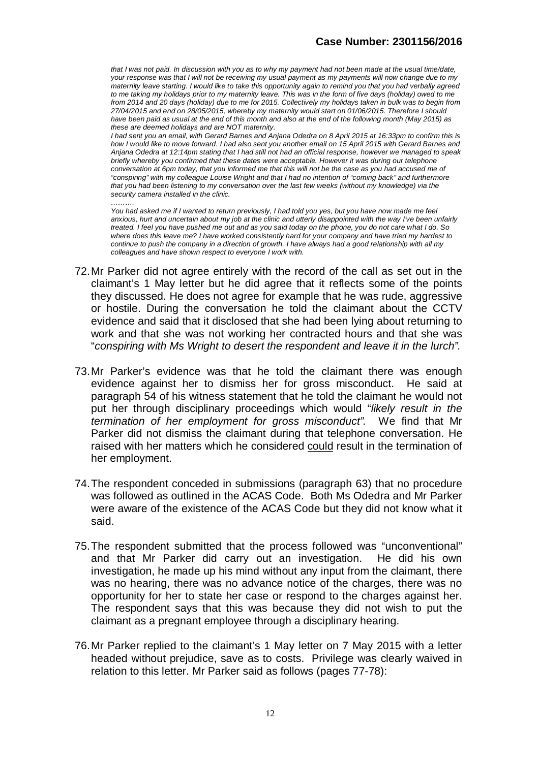*that I was not paid. In discussion with you as to why my payment had not been made at the usual time/date, your response was that I will not be receiving my usual payment as my payments will now change due to my maternity leave starting. I would like to take this opportunity again to remind you that you had verbally agreed to me taking my holidays prior to my maternity leave. This was in the form of five days (holiday) owed to me from 2014 and 20 days (holiday) due to me for 2015. Collectively my holidays taken in bulk was to begin from 27/04/2015 and end on 28/05/2015, whereby my maternity would start on 01/06/2015. Therefore I should have been paid as usual at the end of this month and also at the end of the following month (May 2015) as these are deemed holidays and are NOT maternity.*

*I had sent you an email, with Gerard Barnes and Anjana Odedra on 8 April 2015 at 16:33pm to confirm this is how I would like to move forward. I had also sent you another email on 15 April 2015 with Gerard Barnes and Anjana Odedra at 12:14pm stating that I had still not had an official response, however we managed to speak briefly whereby you confirmed that these dates were acceptable. However it was during our telephone conversation at 6pm today, that you informed me that this will not be the case as you had accused me of "conspiring" with my colleague Louise Wright and that I had no intention of "coming back" and furthermore that you had been listening to my conversation over the last few weeks (without my knowledge) via the security camera installed in the clinic.*

*……….*

*You had asked me if I wanted to return previously, I had told you yes, but you have now made me feel anxious, hurt and uncertain about my job at the clinic and utterly disappointed with the way I've been unfairly treated. I feel you have pushed me out and as you said today on the phone, you do not care what I do. So where does this leave me? I have worked consistently hard for your company and have tried my hardest to continue to push the company in a direction of growth. I have always had a good relationship with all my colleagues and have shown respect to everyone I work with.*

72. Mr Parker did not agree entirely with the record of the call as set out in the claimant's 1 May letter but he did agree that it reflects some of the points they discussed. He does not agree for example that he was rude, aggressive or hostile. During the conversation he told the claimant about the CCTV evidence and said that it disclosed that she had been lying about returning to work and that she was not working her contracted hours and that she was "*conspiring with Ms Wright to desert the respondent and leave it in the lurch".*

73. Mr Parker's evidence was that he told the claimant there was enough evidence against her to dismiss her for gross misconduct. He said at paragraph 54 of his witness statement that he told the claimant he would not put her through disciplinary proceedings which would "*likely result in the termination of her employment for gross misconduct".* We find that Mr Parker did not dismiss the claimant during that telephone conversation. He raised with her matters which he considered <u>could</u> result in the termination of her employment.

74. The respondent conceded in submissions (paragraph 63) that no procedure was followed as outlined in the ACAS Code. Both Ms Odedra and Mr Parker were aware of the existence of the ACAS Code but they did not know what it said.

75. The respondent submitted that the process followed was "unconventional" and that Mr Parker did carry out an investigation. He did his own investigation, he made up his mind without any input from the claimant, there was no hearing, there was no advance notice of the charges, there was no opportunity for her to state her case or respond to the charges against her. The respondent says that this was because they did not wish to put the claimant as a pregnant employee through a disciplinary hearing.

76. Mr Parker replied to the claimant's 1 May letter on 7 May 2015 with a letter headed without prejudice, save as to costs. Privilege was clearly waived in relation to this letter. Mr Parker said as follows (pages 77-78):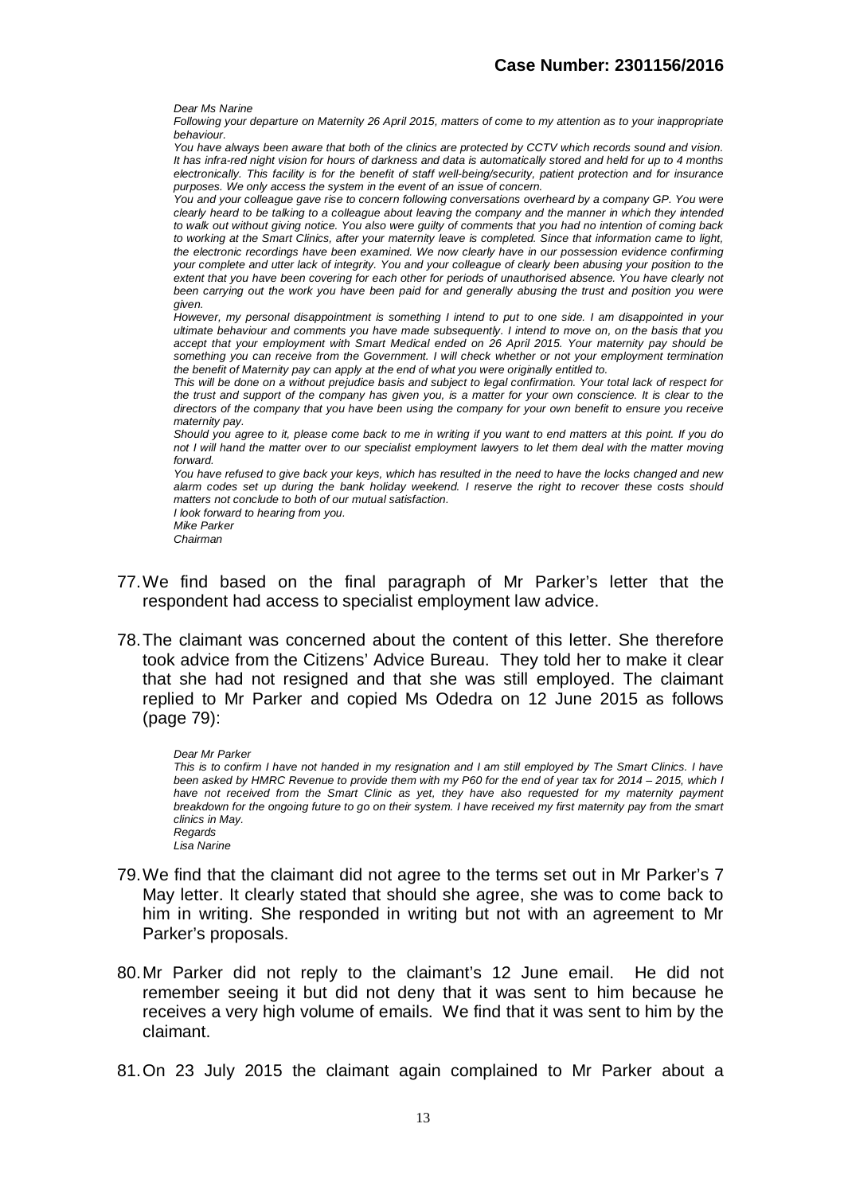*Dear Ms Narine*

*Following your departure on Maternity 26 April 2015, matters of come to my attention as to your inappropriate behaviour.*

*You have always been aware that both of the clinics are protected by CCTV which records sound and vision. It has infra-red night vision for hours of darkness and data is automatically stored and held for up to 4 months electronically. This facility is for the benefit of staff well-being/security, patient protection and for insurance purposes. We only access the system in the event of an issue of concern.*

*You and your colleague gave rise to concern following conversations overheard by a company GP. You were clearly heard to be talking to a colleague about leaving the company and the manner in which they intended to walk out without giving notice. You also were guilty of comments that you had no intention of coming back to working at the Smart Clinics, after your maternity leave is completed. Since that information came to light, the electronic recordings have been examined. We now clearly have in our possession evidence confirming your complete and utter lack of integrity. You and your colleague of clearly been abusing your position to the extent that you have been covering for each other for periods of unauthorised absence. You have clearly not been carrying out the work you have been paid for and generally abusing the trust and position you were given.*

*However, my personal disappointment is something I intend to put to one side. I am disappointed in your ultimate behaviour and comments you have made subsequently. I intend to move on, on the basis that you accept that your employment with Smart Medical ended on 26 April 2015. Your maternity pay should be something you can receive from the Government. I will check whether or not your employment termination the benefit of Maternity pay can apply at the end of what you were originally entitled to.*

*This will be done on a without prejudice basis and subject to legal confirmation. Your total lack of respect for the trust and support of the company has given you, is a matter for your own conscience. It is clear to the directors of the company that you have been using the company for your own benefit to ensure you receive maternity pay.*

*Should you agree to it, please come back to me in writing if you want to end matters at this point. If you do not I will hand the matter over to our specialist employment lawyers to let them deal with the matter moving forward.*

*You have refused to give back your keys, which has resulted in the need to have the locks changed and new alarm codes set up during the bank holiday weekend. I reserve the right to recover these costs should matters not conclude to both of our mutual satisfaction.*

*I look forward to hearing from you.*

*Mike Parker*

*Chairman*

77. We find based on the final paragraph of Mr Parker's letter that the respondent had access to specialist employment law advice.

78. The claimant was concerned about the content of this letter. She therefore took advice from the Citizens' Advice Bureau. They told her to make it clear that she had not resigned and that she was still employed. The claimant replied to Mr Parker and copied Ms Odedra on 12 June 2015 as follows (page 79):

> *Dear Mr Parker*
>
> *This is to confirm I have not handed in my resignation and I am still employed by The Smart Clinics. I have been asked by HMRC Revenue to provide them with my P60 for the end of year tax for 2014 – 2015, which I have not received from the Smart Clinic as yet, they have also requested for my maternity payment breakdown for the ongoing future to go on their system. I have received my first maternity pay from the smart clinics in May.*
>
> *Regards*
>
> *Lisa Narine*

79. We find that the claimant did not agree to the terms set out in Mr Parker's 7 May letter. It clearly stated that should she agree, she was to come back to him in writing. She responded in writing but not with an agreement to Mr Parker's proposals.

80. Mr Parker did not reply to the claimant's 12 June email. He did not remember seeing it but did not deny that it was sent to him because he receives a very high volume of emails. We find that it was sent to him by the claimant.

81. On 23 July 2015 the claimant again complained to Mr Parker about a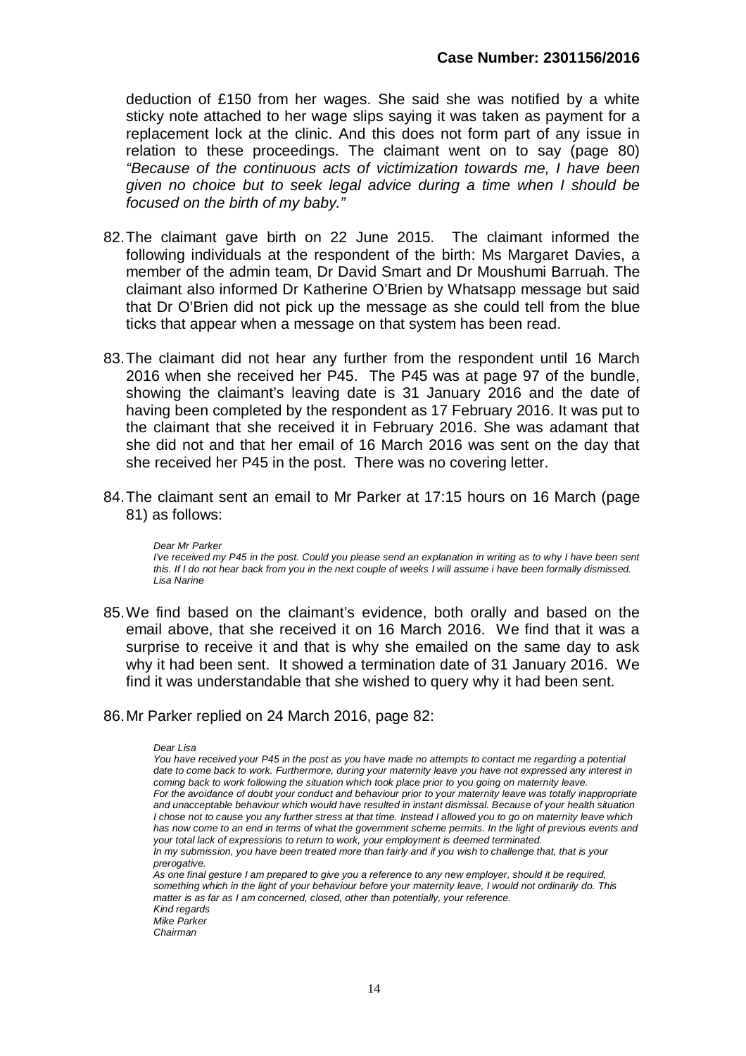deduction of £150 from her wages. She said she was notified by a white sticky note attached to her wage slips saying it was taken as payment for a replacement lock at the clinic. And this does not form part of any issue in relation to these proceedings. The claimant went on to say (page 80) *"Because of the continuous acts of victimization towards me, I have been given no choice but to seek legal advice during a time when I should be focused on the birth of my baby."*

82. The claimant gave birth on 22 June 2015. The claimant informed the following individuals at the respondent of the birth: Ms Margaret Davies, a member of the admin team, Dr David Smart and Dr Moushumi Barruah. The claimant also informed Dr Katherine O'Brien by Whatsapp message but said that Dr O'Brien did not pick up the message as she could tell from the blue ticks that appear when a message on that system has been read.

83. The claimant did not hear any further from the respondent until 16 March 2016 when she received her P45. The P45 was at page 97 of the bundle, showing the claimant's leaving date is 31 January 2016 and the date of having been completed by the respondent as 17 February 2016. It was put to the claimant that she received it in February 2016. She was adamant that she did not and that her email of 16 March 2016 was sent on the day that she received her P45 in the post. There was no covering letter.

84. The claimant sent an email to Mr Parker at 17:15 hours on 16 March (page 81) as follows:

> *Dear Mr Parker*
> *I've received my P45 in the post. Could you please send an explanation in writing as to why I have been sent this. If I do not hear back from you in the next couple of weeks I will assume i have been formally dismissed.*
> *Lisa Narine*

85. We find based on the claimant's evidence, both orally and based on the email above, that she received it on 16 March 2016. We find that it was a surprise to receive it and that is why she emailed on the same day to ask why it had been sent. It showed a termination date of 31 January 2016. We find it was understandable that she wished to query why it had been sent.

86. Mr Parker replied on 24 March 2016, page 82:

> *Dear Lisa*
> *You have received your P45 in the post as you have made no attempts to contact me regarding a potential date to come back to work. Furthermore, during your maternity leave you have not expressed any interest in coming back to work following the situation which took place prior to you going on maternity leave.*
> *For the avoidance of doubt your conduct and behaviour prior to your maternity leave was totally inappropriate and unacceptable behaviour which would have resulted in instant dismissal. Because of your health situation I chose not to cause you any further stress at that time. Instead I allowed you to go on maternity leave which has now come to an end in terms of what the government scheme permits. In the light of previous events and your total lack of expressions to return to work, your employment is deemed terminated.*
> *In my submission, you have been treated more than fairly and if you wish to challenge that, that is your prerogative.*
> *As one final gesture I am prepared to give you a reference to any new employer, should it be required, something which in the light of your behaviour before your maternity leave, I would not ordinarily do. This matter is as far as I am concerned, closed, other than potentially, your reference.*
> *Kind regards*
> *Mike Parker*
> *Chairman*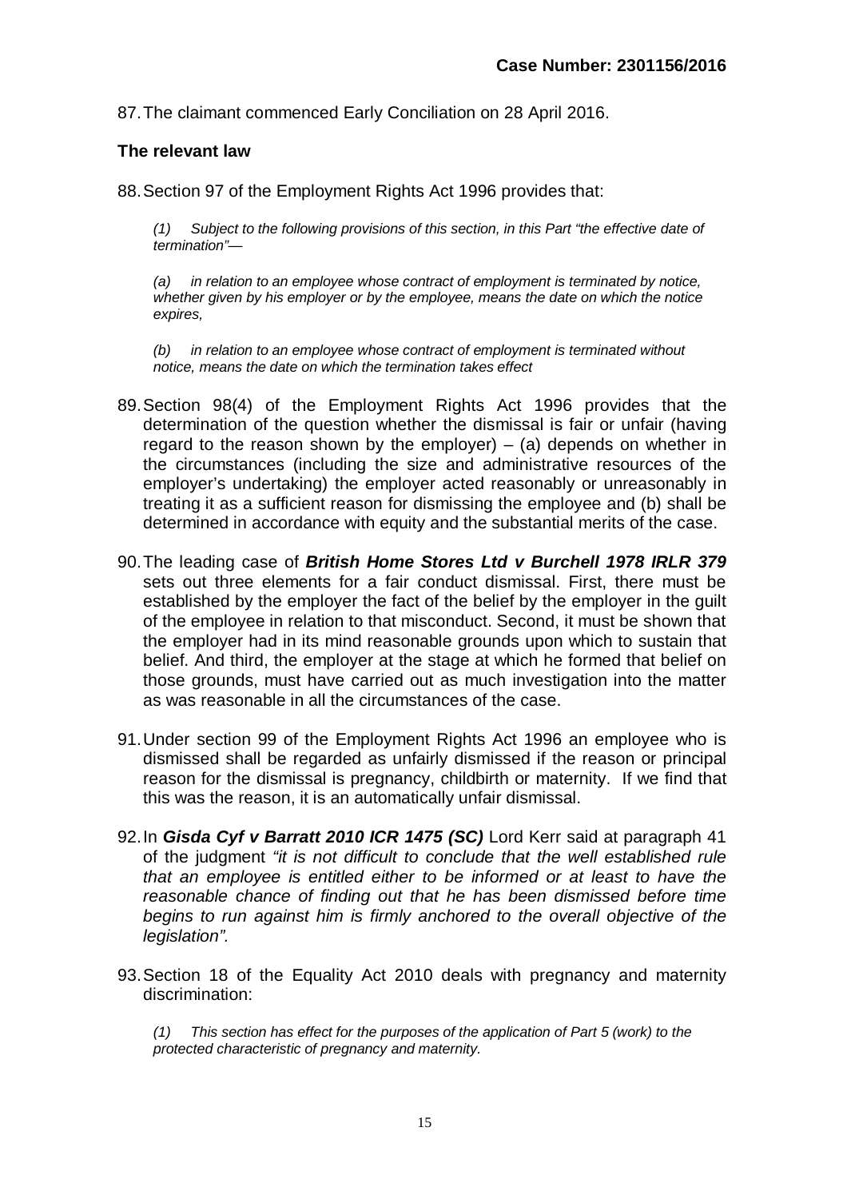87. The claimant commenced Early Conciliation on 28 April 2016.

## The relevant law

88. Section 97 of the Employment Rights Act 1996 provides that:

> *(1) Subject to the following provisions of this section, in this Part "the effective date of termination"—*
>
> *(a) in relation to an employee whose contract of employment is terminated by notice, whether given by his employer or by the employee, means the date on which the notice expires,*
>
> *(b) in relation to an employee whose contract of employment is terminated without notice, means the date on which the termination takes effect*

89. Section 98(4) of the Employment Rights Act 1996 provides that the determination of the question whether the dismissal is fair or unfair (having regard to the reason shown by the employer) – (a) depends on whether in the circumstances (including the size and administrative resources of the employer's undertaking) the employer acted reasonably or unreasonably in treating it as a sufficient reason for dismissing the employee and (b) shall be determined in accordance with equity and the substantial merits of the case.

90. The leading case of ***British Home Stores Ltd v Burchell 1978 IRLR 379*** sets out three elements for a fair conduct dismissal. First, there must be established by the employer the fact of the belief by the employer in the guilt of the employee in relation to that misconduct. Second, it must be shown that the employer had in its mind reasonable grounds upon which to sustain that belief. And third, the employer at the stage at which he formed that belief on those grounds, must have carried out as much investigation into the matter as was reasonable in all the circumstances of the case.

91. Under section 99 of the Employment Rights Act 1996 an employee who is dismissed shall be regarded as unfairly dismissed if the reason or principal reason for the dismissal is pregnancy, childbirth or maternity. If we find that this was the reason, it is an automatically unfair dismissal.

92. In ***Gisda Cyf v Barratt 2010 ICR 1475 (SC)*** Lord Kerr said at paragraph 41 of the judgment *"it is not difficult to conclude that the well established rule that an employee is entitled either to be informed or at least to have the reasonable chance of finding out that he has been dismissed before time begins to run against him is firmly anchored to the overall objective of the legislation".*

93. Section 18 of the Equality Act 2010 deals with pregnancy and maternity discrimination:

> *(1) This section has effect for the purposes of the application of Part 5 (work) to the protected characteristic of pregnancy and maternity.*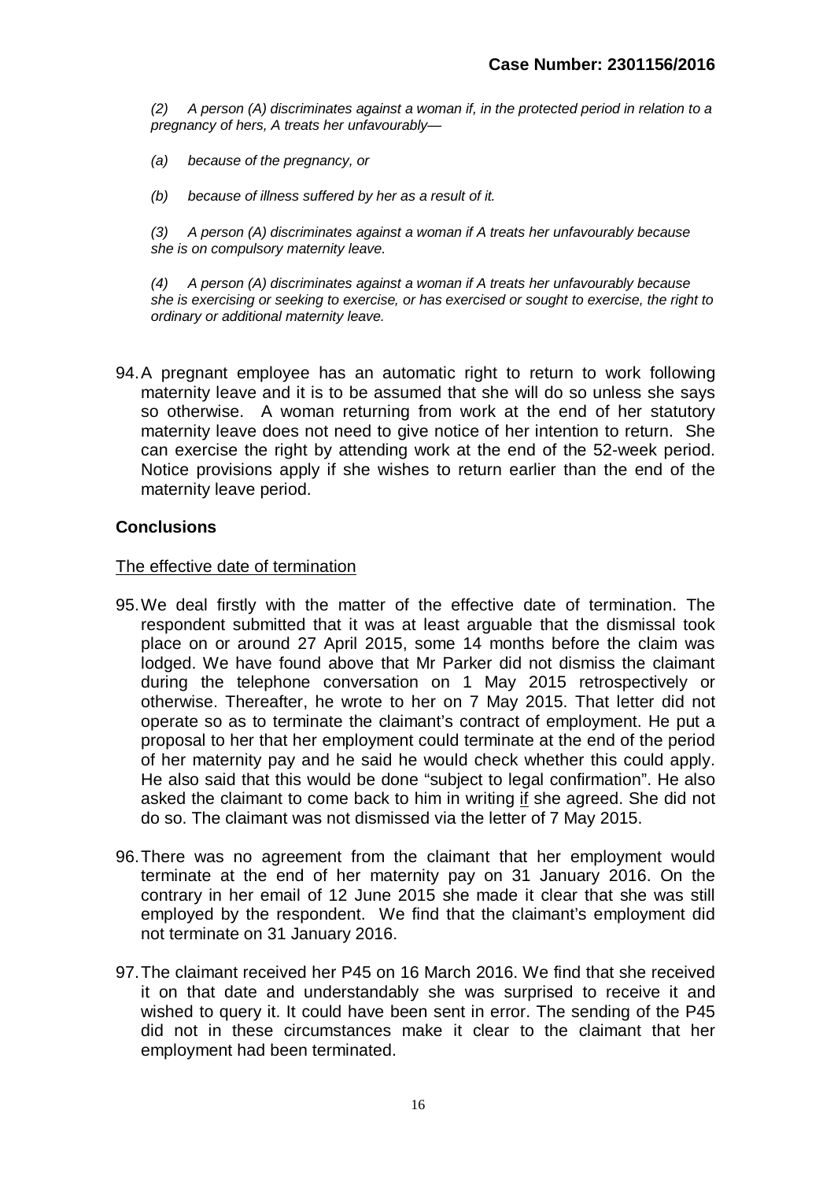*(2) A person (A) discriminates against a woman if, in the protected period in relation to a pregnancy of hers, A treats her unfavourably—*

*(a) because of the pregnancy, or*

*(b) because of illness suffered by her as a result of it.*

*(3) A person (A) discriminates against a woman if A treats her unfavourably because she is on compulsory maternity leave.*

*(4) A person (A) discriminates against a woman if A treats her unfavourably because she is exercising or seeking to exercise, or has exercised or sought to exercise, the right to ordinary or additional maternity leave.*

94. A pregnant employee has an automatic right to return to work following maternity leave and it is to be assumed that she will do so unless she says so otherwise. A woman returning from work at the end of her statutory maternity leave does not need to give notice of her intention to return. She can exercise the right by attending work at the end of the 52-week period. Notice provisions apply if she wishes to return earlier than the end of the maternity leave period.

## Conclusions

<u>The effective date of termination</u>

95. We deal firstly with the matter of the effective date of termination. The respondent submitted that it was at least arguable that the dismissal took place on or around 27 April 2015, some 14 months before the claim was lodged. We have found above that Mr Parker did not dismiss the claimant during the telephone conversation on 1 May 2015 retrospectively or otherwise. Thereafter, he wrote to her on 7 May 2015. That letter did not operate so as to terminate the claimant's contract of employment. He put a proposal to her that her employment could terminate at the end of the period of her maternity pay and he said he would check whether this could apply. He also said that this would be done "subject to legal confirmation". He also asked the claimant to come back to him in writing <u>if</u> she agreed. She did not do so. The claimant was not dismissed via the letter of 7 May 2015.

96. There was no agreement from the claimant that her employment would terminate at the end of her maternity pay on 31 January 2016. On the contrary in her email of 12 June 2015 she made it clear that she was still employed by the respondent. We find that the claimant's employment did not terminate on 31 January 2016.

97. The claimant received her P45 on 16 March 2016. We find that she received it on that date and understandably she was surprised to receive it and wished to query it. It could have been sent in error. The sending of the P45 did not in these circumstances make it clear to the claimant that her employment had been terminated.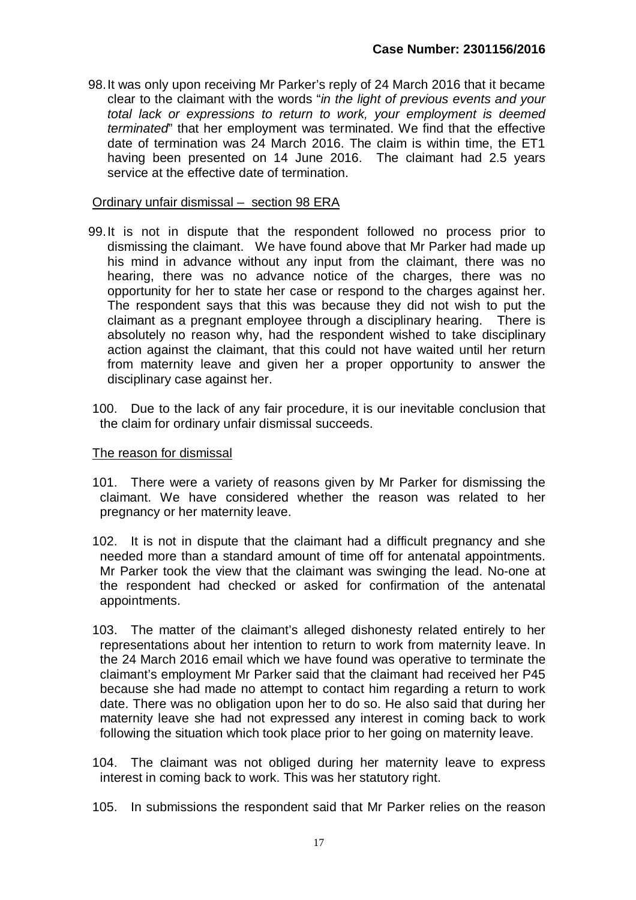98. It was only upon receiving Mr Parker's reply of 24 March 2016 that it became clear to the claimant with the words "*in the light of previous events and your total lack or expressions to return to work, your employment is deemed terminated*" that her employment was terminated. We find that the effective date of termination was 24 March 2016. The claim is within time, the ET1 having been presented on 14 June 2016. The claimant had 2.5 years service at the effective date of termination.

Ordinary unfair dismissal – section 98 ERA

99. It is not in dispute that the respondent followed no process prior to dismissing the claimant. We have found above that Mr Parker had made up his mind in advance without any input from the claimant, there was no hearing, there was no advance notice of the charges, there was no opportunity for her to state her case or respond to the charges against her. The respondent says that this was because they did not wish to put the claimant as a pregnant employee through a disciplinary hearing. There is absolutely no reason why, had the respondent wished to take disciplinary action against the claimant, that this could not have waited until her return from maternity leave and given her a proper opportunity to answer the disciplinary case against her.

100. Due to the lack of any fair procedure, it is our inevitable conclusion that the claim for ordinary unfair dismissal succeeds.

The reason for dismissal

101. There were a variety of reasons given by Mr Parker for dismissing the claimant. We have considered whether the reason was related to her pregnancy or her maternity leave.

102. It is not in dispute that the claimant had a difficult pregnancy and she needed more than a standard amount of time off for antenatal appointments. Mr Parker took the view that the claimant was swinging the lead. No-one at the respondent had checked or asked for confirmation of the antenatal appointments.

103. The matter of the claimant's alleged dishonesty related entirely to her representations about her intention to return to work from maternity leave. In the 24 March 2016 email which we have found was operative to terminate the claimant's employment Mr Parker said that the claimant had received her P45 because she had made no attempt to contact him regarding a return to work date. There was no obligation upon her to do so. He also said that during her maternity leave she had not expressed any interest in coming back to work following the situation which took place prior to her going on maternity leave.

104. The claimant was not obliged during her maternity leave to express interest in coming back to work. This was her statutory right.

105. In submissions the respondent said that Mr Parker relies on the reason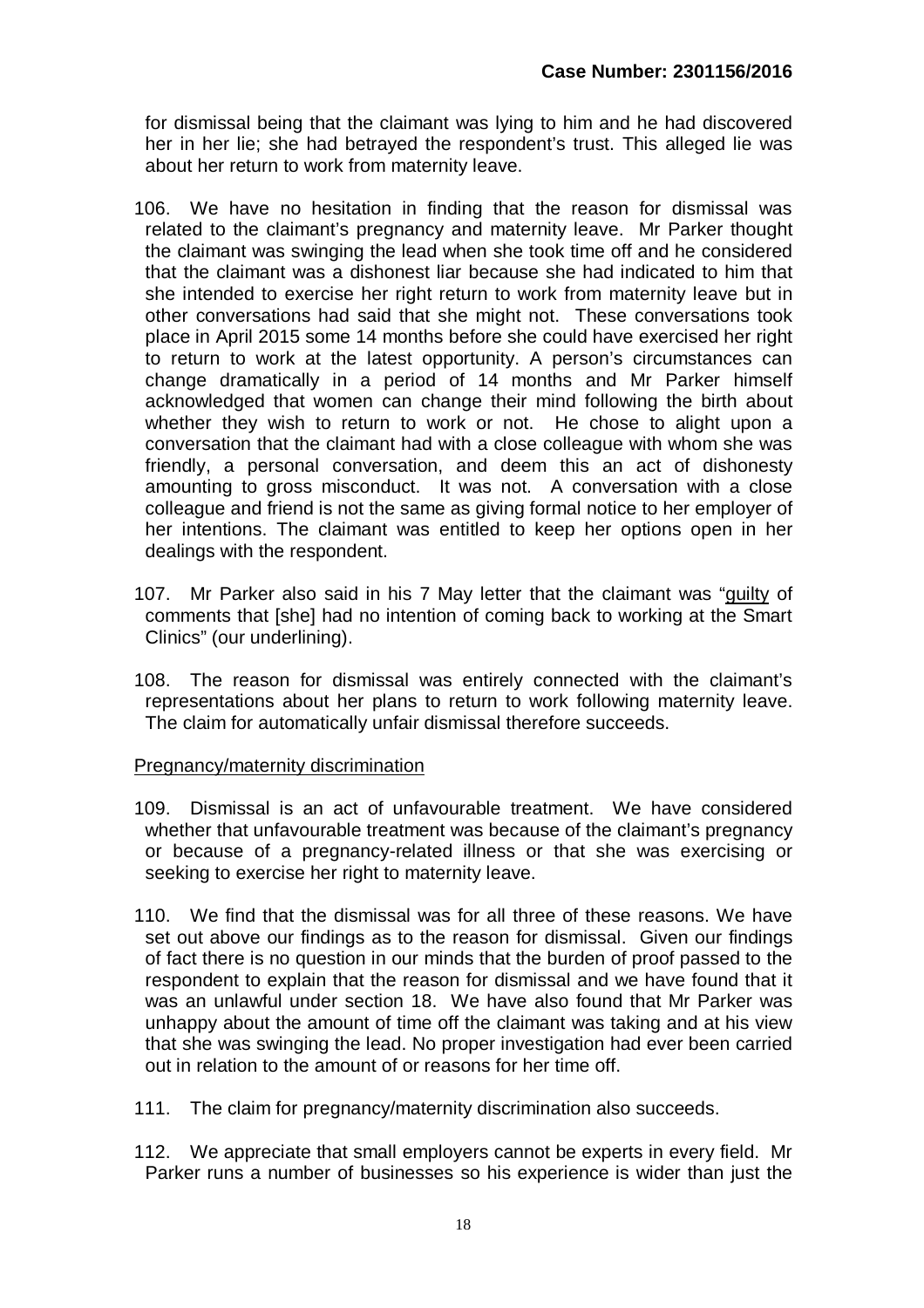for dismissal being that the claimant was lying to him and he had discovered her in her lie; she had betrayed the respondent's trust. This alleged lie was about her return to work from maternity leave.

106. We have no hesitation in finding that the reason for dismissal was related to the claimant's pregnancy and maternity leave. Mr Parker thought the claimant was swinging the lead when she took time off and he considered that the claimant was a dishonest liar because she had indicated to him that she intended to exercise her right return to work from maternity leave but in other conversations had said that she might not. These conversations took place in April 2015 some 14 months before she could have exercised her right to return to work at the latest opportunity. A person's circumstances can change dramatically in a period of 14 months and Mr Parker himself acknowledged that women can change their mind following the birth about whether they wish to return to work or not. He chose to alight upon a conversation that the claimant had with a close colleague with whom she was friendly, a personal conversation, and deem this an act of dishonesty amounting to gross misconduct. It was not. A conversation with a close colleague and friend is not the same as giving formal notice to her employer of her intentions. The claimant was entitled to keep her options open in her dealings with the respondent.

107. Mr Parker also said in his 7 May letter that the claimant was "<u>guilty</u> of comments that [she] had no intention of coming back to working at the Smart Clinics" (our underlining).

108. The reason for dismissal was entirely connected with the claimant's representations about her plans to return to work following maternity leave. The claim for automatically unfair dismissal therefore succeeds.

<u>Pregnancy/maternity discrimination</u>

109. Dismissal is an act of unfavourable treatment. We have considered whether that unfavourable treatment was because of the claimant's pregnancy or because of a pregnancy-related illness or that she was exercising or seeking to exercise her right to maternity leave.

110. We find that the dismissal was for all three of these reasons. We have set out above our findings as to the reason for dismissal. Given our findings of fact there is no question in our minds that the burden of proof passed to the respondent to explain that the reason for dismissal and we have found that it was an unlawful under section 18. We have also found that Mr Parker was unhappy about the amount of time off the claimant was taking and at his view that she was swinging the lead. No proper investigation had ever been carried out in relation to the amount of or reasons for her time off.

111. The claim for pregnancy/maternity discrimination also succeeds.

112. We appreciate that small employers cannot be experts in every field. Mr Parker runs a number of businesses so his experience is wider than just the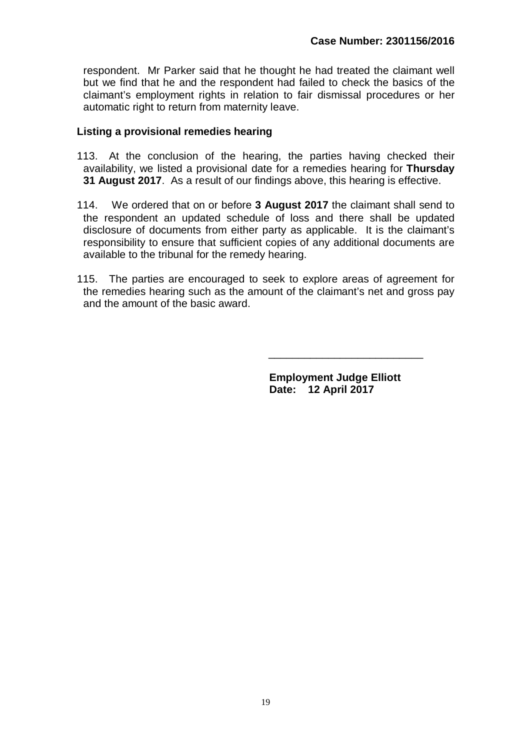respondent. Mr Parker said that he thought he had treated the claimant well but we find that he and the respondent had failed to check the basics of the claimant's employment rights in relation to fair dismissal procedures or her automatic right to return from maternity leave.

### Listing a provisional remedies hearing

113. At the conclusion of the hearing, the parties having checked their availability, we listed a provisional date for a remedies hearing for **Thursday 31 August 2017**. As a result of our findings above, this hearing is effective.

114. We ordered that on or before **3 August 2017** the claimant shall send to the respondent an updated schedule of loss and there shall be updated disclosure of documents from either party as applicable. It is the claimant's responsibility to ensure that sufficient copies of any additional documents are available to the tribunal for the remedy hearing.

115. The parties are encouraged to seek to explore areas of agreement for the remedies hearing such as the amount of the claimant's net and gross pay and the amount of the basic award.

\_\_\_\_\_\_\_\_\_\_\_\_\_\_\_\_\_\_\_\_\_\_\_\_\_\_\_

**Employment Judge Elliott**
**Date: 12 April 2017**